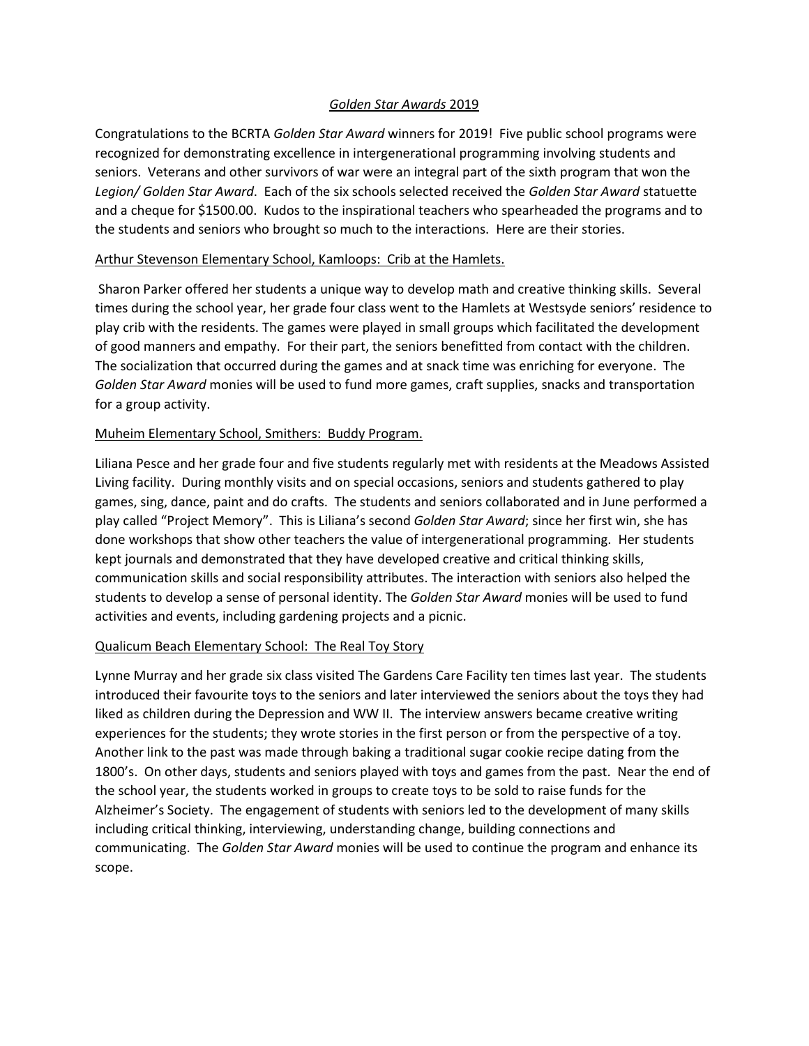# *Golden Star Awards* 2019

Congratulations to the BCRTA *Golden Star Award* winners for 2019! Five public school programs were recognized for demonstrating excellence in intergenerational programming involving students and seniors. Veterans and other survivors of war were an integral part of the sixth program that won the *Legion/ Golden Star Award*. Each of the six schools selected received the *Golden Star Award* statuette and a cheque for $1500.00. Kudos to the inspirational teachers who spearheaded the programs and to the students and seniors who brought so much to the interactions. Here are their stories.

## Arthur Stevenson Elementary School, Kamloops: Crib at the Hamlets.

Sharon Parker offered her students a unique way to develop math and creative thinking skills. Several times during the school year, her grade four class went to the Hamlets at Westsyde seniors' residence to play crib with the residents. The games were played in small groups which facilitated the development of good manners and empathy. For their part, the seniors benefitted from contact with the children. The socialization that occurred during the games and at snack time was enriching for everyone. The *Golden Star Award* monies will be used to fund more games, craft supplies, snacks and transportation for a group activity.

## Muheim Elementary School, Smithers: Buddy Program.

Liliana Pesce and her grade four and five students regularly met with residents at the Meadows Assisted Living facility. During monthly visits and on special occasions, seniors and students gathered to play games, sing, dance, paint and do crafts. The students and seniors collaborated and in June performed a play called "Project Memory". This is Liliana's second *Golden Star Award*; since her first win, she has done workshops that show other teachers the value of intergenerational programming. Her students kept journals and demonstrated that they have developed creative and critical thinking skills, communication skills and social responsibility attributes. The interaction with seniors also helped the students to develop a sense of personal identity. The *Golden Star Award* monies will be used to fund activities and events, including gardening projects and a picnic.

## Qualicum Beach Elementary School: The Real Toy Story

Lynne Murray and her grade six class visited The Gardens Care Facility ten times last year. The students introduced their favourite toys to the seniors and later interviewed the seniors about the toys they had liked as children during the Depression and WW II. The interview answers became creative writing experiences for the students; they wrote stories in the first person or from the perspective of a toy. Another link to the past was made through baking a traditional sugar cookie recipe dating from the 1800's. On other days, students and seniors played with toys and games from the past. Near the end of the school year, the students worked in groups to create toys to be sold to raise funds for the Alzheimer's Society. The engagement of students with seniors led to the development of many skills including critical thinking, interviewing, understanding change, building connections and communicating. The *Golden Star Award* monies will be used to continue the program and enhance its scope.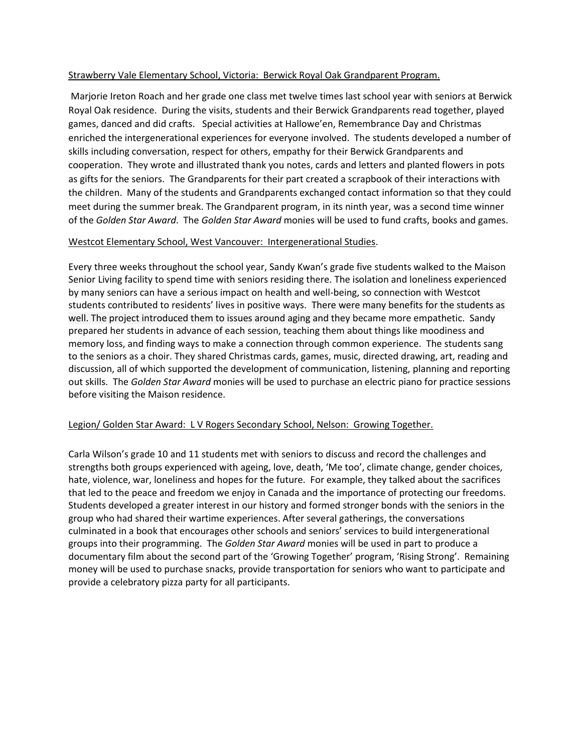Strawberry Vale Elementary School, Victoria: Berwick Royal Oak Grandparent Program.

Marjorie Ireton Roach and her grade one class met twelve times last school year with seniors at Berwick Royal Oak residence. During the visits, students and their Berwick Grandparents read together, played games, danced and did crafts. Special activities at Hallowe'en, Remembrance Day and Christmas enriched the intergenerational experiences for everyone involved. The students developed a number of skills including conversation, respect for others, empathy for their Berwick Grandparents and cooperation. They wrote and illustrated thank you notes, cards and letters and planted flowers in pots as gifts for the seniors. The Grandparents for their part created a scrapbook of their interactions with the children. Many of the students and Grandparents exchanged contact information so that they could meet during the summer break. The Grandparent program, in its ninth year, was a second time winner of the *Golden Star Award*. The *Golden Star Award* monies will be used to fund crafts, books and games.

Westcot Elementary School, West Vancouver: Intergenerational Studies.

Every three weeks throughout the school year, Sandy Kwan's grade five students walked to the Maison Senior Living facility to spend time with seniors residing there. The isolation and loneliness experienced by many seniors can have a serious impact on health and well-being, so connection with Westcot students contributed to residents' lives in positive ways. There were many benefits for the students as well. The project introduced them to issues around aging and they became more empathetic. Sandy prepared her students in advance of each session, teaching them about things like moodiness and memory loss, and finding ways to make a connection through common experience. The students sang to the seniors as a choir. They shared Christmas cards, games, music, directed drawing, art, reading and discussion, all of which supported the development of communication, listening, planning and reporting out skills. The *Golden Star Award* monies will be used to purchase an electric piano for practice sessions before visiting the Maison residence.

Legion/ Golden Star Award: L V Rogers Secondary School, Nelson: Growing Together.

Carla Wilson's grade 10 and 11 students met with seniors to discuss and record the challenges and strengths both groups experienced with ageing, love, death, 'Me too', climate change, gender choices, hate, violence, war, loneliness and hopes for the future. For example, they talked about the sacrifices that led to the peace and freedom we enjoy in Canada and the importance of protecting our freedoms. Students developed a greater interest in our history and formed stronger bonds with the seniors in the group who had shared their wartime experiences. After several gatherings, the conversations culminated in a book that encourages other schools and seniors' services to build intergenerational groups into their programming. The *Golden Star Award* monies will be used in part to produce a documentary film about the second part of the 'Growing Together' program, 'Rising Strong'. Remaining money will be used to purchase snacks, provide transportation for seniors who want to participate and provide a celebratory pizza party for all participants.